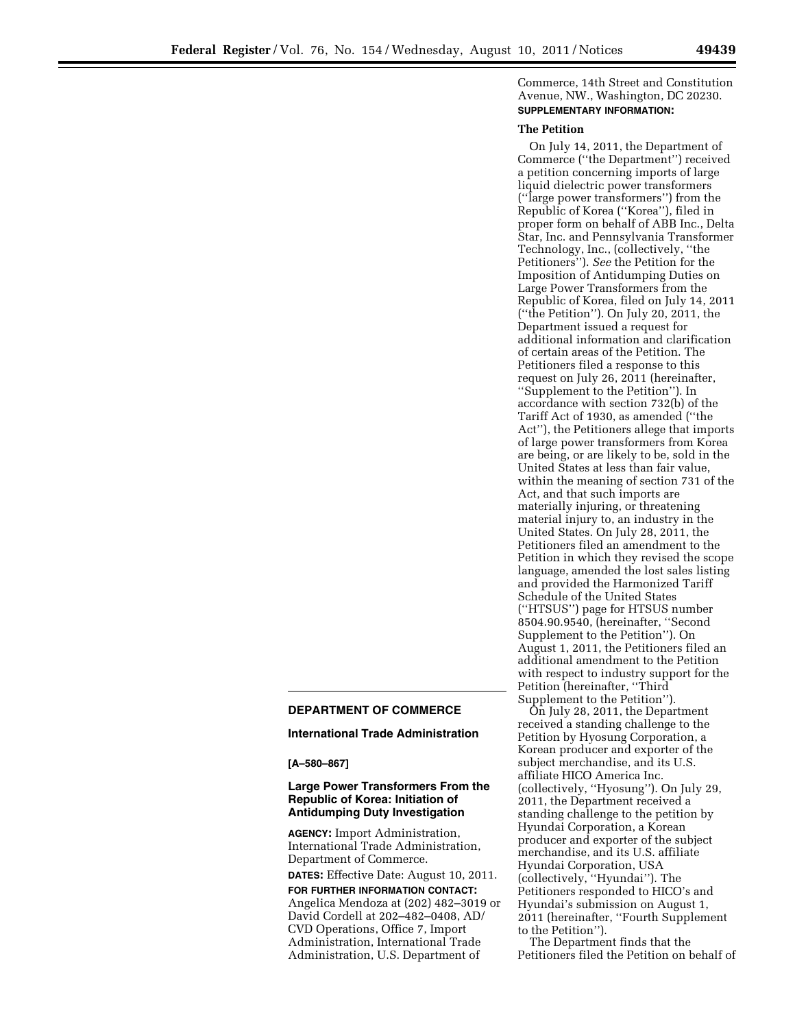## DEPARTMENT OF COMMERCE

### International Trade Administration

**[A–580–867]**

### Large Power Transformers From the Republic of Korea: Initiation of Antidumping Duty Investigation

**AGENCY:** Import Administration, International Trade Administration, Department of Commerce.

**DATES:** Effective Date: August 10, 2011.

**FOR FURTHER INFORMATION CONTACT:** Angelica Mendoza at (202) 482–3019 or David Cordell at 202–482–0408, AD/CVD Operations, Office 7, Import Administration, International Trade Administration, U.S. Department of Commerce, 14th Street and Constitution Avenue, NW., Washington, DC 20230.

**SUPPLEMENTARY INFORMATION:**

**The Petition**

On July 14, 2011, the Department of Commerce (''the Department'') received a petition concerning imports of large liquid dielectric power transformers (''large power transformers'') from the Republic of Korea (''Korea''), filed in proper form on behalf of ABB Inc., Delta Star, Inc. and Pennsylvania Transformer Technology, Inc., (collectively, ''the Petitioners''). *See* the Petition for the Imposition of Antidumping Duties on Large Power Transformers from the Republic of Korea, filed on July 14, 2011 (''the Petition''). On July 20, 2011, the Department issued a request for additional information and clarification of certain areas of the Petition. The Petitioners filed a response to this request on July 26, 2011 (hereinafter, ''Supplement to the Petition''). In accordance with section 732(b) of the Tariff Act of 1930, as amended (''the Act''), the Petitioners allege that imports of large power transformers from Korea are being, or are likely to be, sold in the United States at less than fair value, within the meaning of section 731 of the Act, and that such imports are materially injuring, or threatening material injury to, an industry in the United States. On July 28, 2011, the Petitioners filed an amendment to the Petition in which they revised the scope language, amended the lost sales listing and provided the Harmonized Tariff Schedule of the United States (''HTSUS'') page for HTSUS number 8504.90.9540, (hereinafter, ''Second Supplement to the Petition''). On August 1, 2011, the Petitioners filed an additional amendment to the Petition with respect to industry support for the Petition (hereinafter, ''Third Supplement to the Petition'').

On July 28, 2011, the Department received a standing challenge to the Petition by Hyosung Corporation, a Korean producer and exporter of the subject merchandise, and its U.S. affiliate HICO America Inc. (collectively, ''Hyosung''). On July 29, 2011, the Department received a standing challenge to the petition by Hyundai Corporation, a Korean producer and exporter of the subject merchandise, and its U.S. affiliate Hyundai Corporation, USA (collectively, ''Hyundai''). The Petitioners responded to HICO's and Hyundai's submission on August 1, 2011 (hereinafter, ''Fourth Supplement to the Petition'').

The Department finds that the Petitioners filed the Petition on behalf of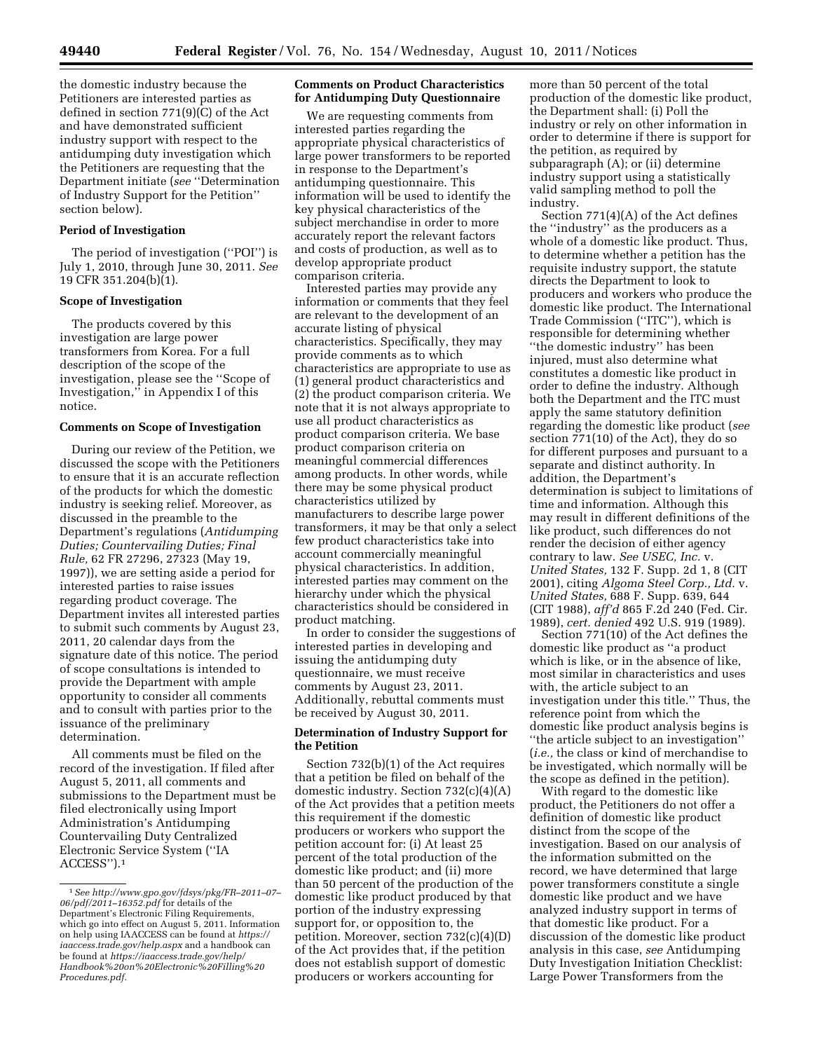the domestic industry because the Petitioners are interested parties as defined in section 771(9)(C) of the Act and have demonstrated sufficient industry support with respect to the antidumping duty investigation which the Petitioners are requesting that the Department initiate (*see* ''Determination of Industry Support for the Petition'' section below).

**Period of Investigation**

The period of investigation (''POI'') is July 1, 2010, through June 30, 2011. *See* 19 CFR 351.204(b)(1).

**Scope of Investigation**

The products covered by this investigation are large power transformers from Korea. For a full description of the scope of the investigation, please see the ''Scope of Investigation,'' in Appendix I of this notice.

**Comments on Scope of Investigation**

During our review of the Petition, we discussed the scope with the Petitioners to ensure that it is an accurate reflection of the products for which the domestic industry is seeking relief. Moreover, as discussed in the preamble to the Department's regulations (*Antidumping Duties; Countervailing Duties; Final Rule,* 62 FR 27296, 27323 (May 19, 1997)), we are setting aside a period for interested parties to raise issues regarding product coverage. The Department invites all interested parties to submit such comments by August 23, 2011, 20 calendar days from the signature date of this notice. The period of scope consultations is intended to provide the Department with ample opportunity to consider all comments and to consult with parties prior to the issuance of the preliminary determination.

All comments must be filed on the record of the investigation. If filed after August 5, 2011, all comments and submissions to the Department must be filed electronically using Import Administration's Antidumping Countervailing Duty Centralized Electronic Service System (''IA ACCESS'').[1]

**Comments on Product Characteristics for Antidumping Duty Questionnaire**

We are requesting comments from interested parties regarding the appropriate physical characteristics of large power transformers to be reported in response to the Department's antidumping questionnaire. This information will be used to identify the key physical characteristics of the subject merchandise in order to more accurately report the relevant factors and costs of production, as well as to develop appropriate product comparison criteria.

Interested parties may provide any information or comments that they feel are relevant to the development of an accurate listing of physical characteristics. Specifically, they may provide comments as to which characteristics are appropriate to use as (1) general product characteristics and (2) the product comparison criteria. We note that it is not always appropriate to use all product characteristics as product comparison criteria. We base product comparison criteria on meaningful commercial differences among products. In other words, while there may be some physical product characteristics utilized by manufacturers to describe large power transformers, it may be that only a select few product characteristics take into account commercially meaningful physical characteristics. In addition, interested parties may comment on the hierarchy under which the physical characteristics should be considered in product matching.

In order to consider the suggestions of interested parties in developing and issuing the antidumping duty questionnaire, we must receive comments by August 23, 2011. Additionally, rebuttal comments must be received by August 30, 2011.

**Determination of Industry Support for the Petition**

Section 732(b)(1) of the Act requires that a petition be filed on behalf of the domestic industry. Section 732(c)(4)(A) of the Act provides that a petition meets this requirement if the domestic producers or workers who support the petition account for: (i) At least 25 percent of the total production of the domestic like product; and (ii) more than 50 percent of the production of the domestic like product produced by that portion of the industry expressing support for, or opposition to, the petition. Moreover, section 732(c)(4)(D) of the Act provides that, if the petition does not establish support of domestic producers or workers accounting for more than 50 percent of the total production of the domestic like product, the Department shall: (i) Poll the industry or rely on other information in order to determine if there is support for the petition, as required by subparagraph (A); or (ii) determine industry support using a statistically valid sampling method to poll the industry.

Section 771(4)(A) of the Act defines the ''industry'' as the producers as a whole of a domestic like product. Thus, to determine whether a petition has the requisite industry support, the statute directs the Department to look to producers and workers who produce the domestic like product. The International Trade Commission (''ITC''), which is responsible for determining whether ''the domestic industry'' has been injured, must also determine what constitutes a domestic like product in order to define the industry. Although both the Department and the ITC must apply the same statutory definition regarding the domestic like product (*see* section 771(10) of the Act), they do so for different purposes and pursuant to a separate and distinct authority. In addition, the Department's determination is subject to limitations of time and information. Although this may result in different definitions of the like product, such differences do not render the decision of either agency contrary to law. *See USEC, Inc.* v. *United States,* 132 F. Supp. 2d 1, 8 (CIT 2001), citing *Algoma Steel Corp., Ltd.* v. *United States,* 688 F. Supp. 639, 644 (CIT 1988), *aff'd* 865 F.2d 240 (Fed. Cir. 1989), *cert. denied* 492 U.S. 919 (1989).

Section 771(10) of the Act defines the domestic like product as ''a product which is like, or in the absence of like, most similar in characteristics and uses with, the article subject to an investigation under this title.'' Thus, the reference point from which the domestic like product analysis begins is ''the article subject to an investigation'' (*i.e.,* the class or kind of merchandise to be investigated, which normally will be the scope as defined in the petition).

With regard to the domestic like product, the Petitioners do not offer a definition of domestic like product distinct from the scope of the investigation. Based on our analysis of the information submitted on the record, we have determined that large power transformers constitute a single domestic like product and we have analyzed industry support in terms of that domestic like product. For a discussion of the domestic like product analysis in this case, *see* Antidumping Duty Investigation Initiation Checklist: Large Power Transformers from the

---

[1] *See http://www.gpo.gov/fdsys/pkg/FR–2011–07–06/pdf/2011–16352.pdf* for details of the Department's Electronic Filing Requirements, which go into effect on August 5, 2011. Information on help using IAACCESS can be found at *https://iaaccess.trade.gov/help.aspx* and a handbook can be found at *https://iaaccess.trade.gov/help/Handbook%20on%20Electronic%20Filling%20Procedures.pdf.*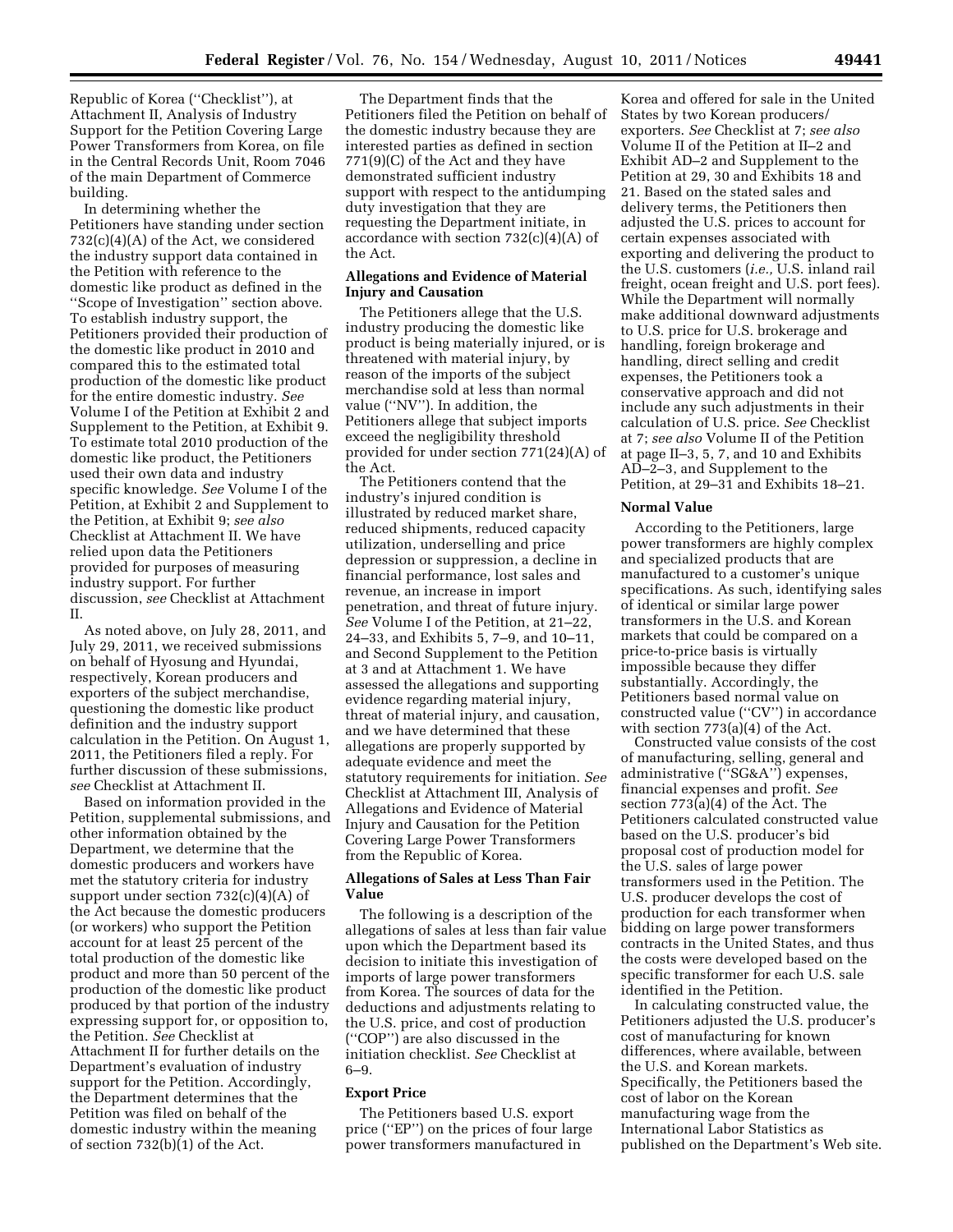Republic of Korea (''Checklist''), at Attachment II, Analysis of Industry Support for the Petition Covering Large Power Transformers from Korea, on file in the Central Records Unit, Room 7046 of the main Department of Commerce building.

In determining whether the Petitioners have standing under section 732(c)(4)(A) of the Act, we considered the industry support data contained in the Petition with reference to the domestic like product as defined in the ''Scope of Investigation'' section above. To establish industry support, the Petitioners provided their production of the domestic like product in 2010 and compared this to the estimated total production of the domestic like product for the entire domestic industry. *See* Volume I of the Petition at Exhibit 2 and Supplement to the Petition, at Exhibit 9. To estimate total 2010 production of the domestic like product, the Petitioners used their own data and industry specific knowledge. *See* Volume I of the Petition, at Exhibit 2 and Supplement to the Petition, at Exhibit 9; *see also* Checklist at Attachment II. We have relied upon data the Petitioners provided for purposes of measuring industry support. For further discussion, *see* Checklist at Attachment II.

As noted above, on July 28, 2011, and July 29, 2011, we received submissions on behalf of Hyosung and Hyundai, respectively, Korean producers and exporters of the subject merchandise, questioning the domestic like product definition and the industry support calculation in the Petition. On August 1, 2011, the Petitioners filed a reply. For further discussion of these submissions, *see* Checklist at Attachment II.

Based on information provided in the Petition, supplemental submissions, and other information obtained by the Department, we determine that the domestic producers and workers have met the statutory criteria for industry support under section 732(c)(4)(A) of the Act because the domestic producers (or workers) who support the Petition account for at least 25 percent of the total production of the domestic like product and more than 50 percent of the production of the domestic like product produced by that portion of the industry expressing support for, or opposition to, the Petition. *See* Checklist at Attachment II for further details on the Department's evaluation of industry support for the Petition. Accordingly, the Department determines that the Petition was filed on behalf of the domestic industry within the meaning of section 732(b)(1) of the Act.

The Department finds that the Petitioners filed the Petition on behalf of the domestic industry because they are interested parties as defined in section 771(9)(C) of the Act and they have demonstrated sufficient industry support with respect to the antidumping duty investigation that they are requesting the Department initiate, in accordance with section 732(c)(4)(A) of the Act.

## Allegations and Evidence of Material Injury and Causation

The Petitioners allege that the U.S. industry producing the domestic like product is being materially injured, or is threatened with material injury, by reason of the imports of the subject merchandise sold at less than normal value (''NV''). In addition, the Petitioners allege that subject imports exceed the negligibility threshold provided for under section 771(24)(A) of the Act.

The Petitioners contend that the industry's injured condition is illustrated by reduced market share, reduced shipments, reduced capacity utilization, underselling and price depression or suppression, a decline in financial performance, lost sales and revenue, an increase in import penetration, and threat of future injury. *See* Volume I of the Petition, at 21–22, 24–33, and Exhibits 5, 7–9, and 10–11, and Second Supplement to the Petition at 3 and at Attachment 1. We have assessed the allegations and supporting evidence regarding material injury, threat of material injury, and causation, and we have determined that these allegations are properly supported by adequate evidence and meet the statutory requirements for initiation. *See* Checklist at Attachment III, Analysis of Allegations and Evidence of Material Injury and Causation for the Petition Covering Large Power Transformers from the Republic of Korea.

## Allegations of Sales at Less Than Fair Value

The following is a description of the allegations of sales at less than fair value upon which the Department based its decision to initiate this investigation of imports of large power transformers from Korea. The sources of data for the deductions and adjustments relating to the U.S. price, and cost of production (''COP'') are also discussed in the initiation checklist. *See* Checklist at 6–9.

### Export Price

The Petitioners based U.S. export price (''EP'') on the prices of four large power transformers manufactured in Korea and offered for sale in the United States by two Korean producers/exporters. *See* Checklist at 7; *see also* Volume II of the Petition at II–2 and Exhibit AD–2 and Supplement to the Petition at 29, 30 and Exhibits 18 and 21. Based on the stated sales and delivery terms, the Petitioners then adjusted the U.S. prices to account for certain expenses associated with exporting and delivering the product to the U.S. customers (*i.e.,* U.S. inland rail freight, ocean freight and U.S. port fees). While the Department will normally make additional downward adjustments to U.S. price for U.S. brokerage and handling, foreign brokerage and handling, direct selling and credit expenses, the Petitioners took a conservative approach and did not include any such adjustments in their calculation of U.S. price. *See* Checklist at 7; *see also* Volume II of the Petition at page II–3, 5, 7, and 10 and Exhibits AD–2–3, and Supplement to the Petition, at 29–31 and Exhibits 18–21.

### Normal Value

According to the Petitioners, large power transformers are highly complex and specialized products that are manufactured to a customer's unique specifications. As such, identifying sales of identical or similar large power transformers in the U.S. and Korean markets that could be compared on a price-to-price basis is virtually impossible because they differ substantially. Accordingly, the Petitioners based normal value on constructed value (''CV'') in accordance with section 773(a)(4) of the Act.

Constructed value consists of the cost of manufacturing, selling, general and administrative (''SG&A'') expenses, financial expenses and profit. *See* section 773(a)(4) of the Act. The Petitioners calculated constructed value based on the U.S. producer's bid proposal cost of production model for the U.S. sales of large power transformers used in the Petition. The U.S. producer develops the cost of production for each transformer when bidding on large power transformers contracts in the United States, and thus the costs were developed based on the specific transformer for each U.S. sale identified in the Petition.

In calculating constructed value, the Petitioners adjusted the U.S. producer's cost of manufacturing for known differences, where available, between the U.S. and Korean markets. Specifically, the Petitioners based the cost of labor on the Korean manufacturing wage from the International Labor Statistics as published on the Department's Web site.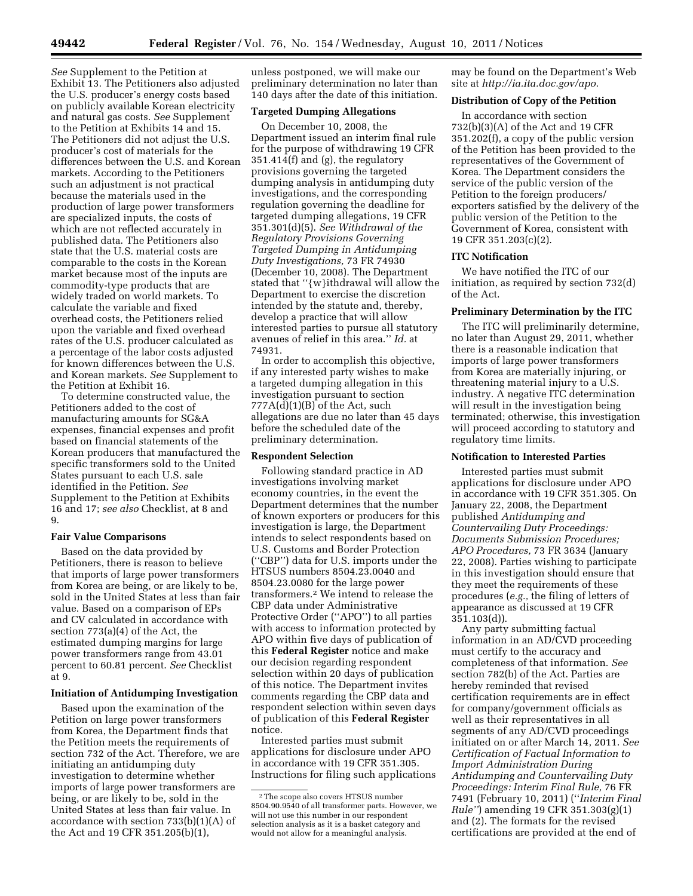*See* Supplement to the Petition at Exhibit 13. The Petitioners also adjusted the U.S. producer's energy costs based on publicly available Korean electricity and natural gas costs. *See* Supplement to the Petition at Exhibits 14 and 15. The Petitioners did not adjust the U.S. producer's cost of materials for the differences between the U.S. and Korean markets. According to the Petitioners such an adjustment is not practical because the materials used in the production of large power transformers are specialized inputs, the costs of which are not reflected accurately in published data. The Petitioners also state that the U.S. material costs are comparable to the costs in the Korean market because most of the inputs are commodity-type products that are widely traded on world markets. To calculate the variable and fixed overhead costs, the Petitioners relied upon the variable and fixed overhead rates of the U.S. producer calculated as a percentage of the labor costs adjusted for known differences between the U.S. and Korean markets. *See* Supplement to the Petition at Exhibit 16.

To determine constructed value, the Petitioners added to the cost of manufacturing amounts for SG&A expenses, financial expenses and profit based on financial statements of the Korean producers that manufactured the specific transformers sold to the United States pursuant to each U.S. sale identified in the Petition. *See* Supplement to the Petition at Exhibits 16 and 17; *see also* Checklist, at 8 and 9.

### Fair Value Comparisons

Based on the data provided by Petitioners, there is reason to believe that imports of large power transformers from Korea are being, or are likely to be, sold in the United States at less than fair value. Based on a comparison of EPs and CV calculated in accordance with section 773(a)(4) of the Act, the estimated dumping margins for large power transformers range from 43.01 percent to 60.81 percent. *See* Checklist at 9.

### Initiation of Antidumping Investigation

Based upon the examination of the Petition on large power transformers from Korea, the Department finds that the Petition meets the requirements of section 732 of the Act. Therefore, we are initiating an antidumping duty investigation to determine whether imports of large power transformers are being, or are likely to be, sold in the United States at less than fair value. In accordance with section 733(b)(1)(A) of the Act and 19 CFR 351.205(b)(1), unless postponed, we will make our preliminary determination no later than 140 days after the date of this initiation.

### Targeted Dumping Allegations

On December 10, 2008, the Department issued an interim final rule for the purpose of withdrawing 19 CFR 351.414(f) and (g), the regulatory provisions governing the targeted dumping analysis in antidumping duty investigations, and the corresponding regulation governing the deadline for targeted dumping allegations, 19 CFR 351.301(d)(5). *See Withdrawal of the Regulatory Provisions Governing Targeted Dumping in Antidumping Duty Investigations,* 73 FR 74930 (December 10, 2008). The Department stated that "{w}ithdrawal will allow the Department to exercise the discretion intended by the statute and, thereby, develop a practice that will allow interested parties to pursue all statutory avenues of relief in this area." *Id.* at 74931.

In order to accomplish this objective, if any interested party wishes to make a targeted dumping allegation in this investigation pursuant to section 777A(d)(1)(B) of the Act, such allegations are due no later than 45 days before the scheduled date of the preliminary determination.

### Respondent Selection

Following standard practice in AD investigations involving market economy countries, in the event the Department determines that the number of known exporters or producers for this investigation is large, the Department intends to select respondents based on U.S. Customs and Border Protection ("CBP") data for U.S. imports under the HTSUS numbers 8504.23.0040 and 8504.23.0080 for the large power transformers.[2] We intend to release the CBP data under Administrative Protective Order ("APO") to all parties with access to information protected by APO within five days of publication of this **Federal Register** notice and make our decision regarding respondent selection within 20 days of publication of this notice. The Department invites comments regarding the CBP data and respondent selection within seven days of publication of this **Federal Register** notice.

Interested parties must submit applications for disclosure under APO in accordance with 19 CFR 351.305. Instructions for filing such applications may be found on the Department's Web site at *http://ia.ita.doc.gov/apo*.

### Distribution of Copy of the Petition

In accordance with section 732(b)(3)(A) of the Act and 19 CFR 351.202(f), a copy of the public version of the Petition has been provided to the representatives of the Government of Korea. The Department considers the service of the public version of the Petition to the foreign producers/exporters satisfied by the delivery of the public version of the Petition to the Government of Korea, consistent with 19 CFR 351.203(c)(2).

### ITC Notification

We have notified the ITC of our initiation, as required by section 732(d) of the Act.

### Preliminary Determination by the ITC

The ITC will preliminarily determine, no later than August 29, 2011, whether there is a reasonable indication that imports of large power transformers from Korea are materially injuring, or threatening material injury to a U.S. industry. A negative ITC determination will result in the investigation being terminated; otherwise, this investigation will proceed according to statutory and regulatory time limits.

### Notification to Interested Parties

Interested parties must submit applications for disclosure under APO in accordance with 19 CFR 351.305. On January 22, 2008, the Department published *Antidumping and Countervailing Duty Proceedings: Documents Submission Procedures; APO Procedures,* 73 FR 3634 (January 22, 2008). Parties wishing to participate in this investigation should ensure that they meet the requirements of these procedures (*e.g.,* the filing of letters of appearance as discussed at 19 CFR 351.103(d)).

Any party submitting factual information in an AD/CVD proceeding must certify to the accuracy and completeness of that information. *See* section 782(b) of the Act. Parties are hereby reminded that revised certification requirements are in effect for company/government officials as well as their representatives in all segments of any AD/CVD proceedings initiated on or after March 14, 2011. *See Certification of Factual Information to Import Administration During Antidumping and Countervailing Duty Proceedings: Interim Final Rule,* 76 FR 7491 (February 10, 2011) ("*Interim Final Rule*") amending 19 CFR 351.303(g)(1) and (2). The formats for the revised certifications are provided at the end of

---

[2] The scope also covers HTSUS number 8504.90.9540 of all transformer parts. However, we will not use this number in our respondent selection analysis as it is a basket category and would not allow for a meaningful analysis.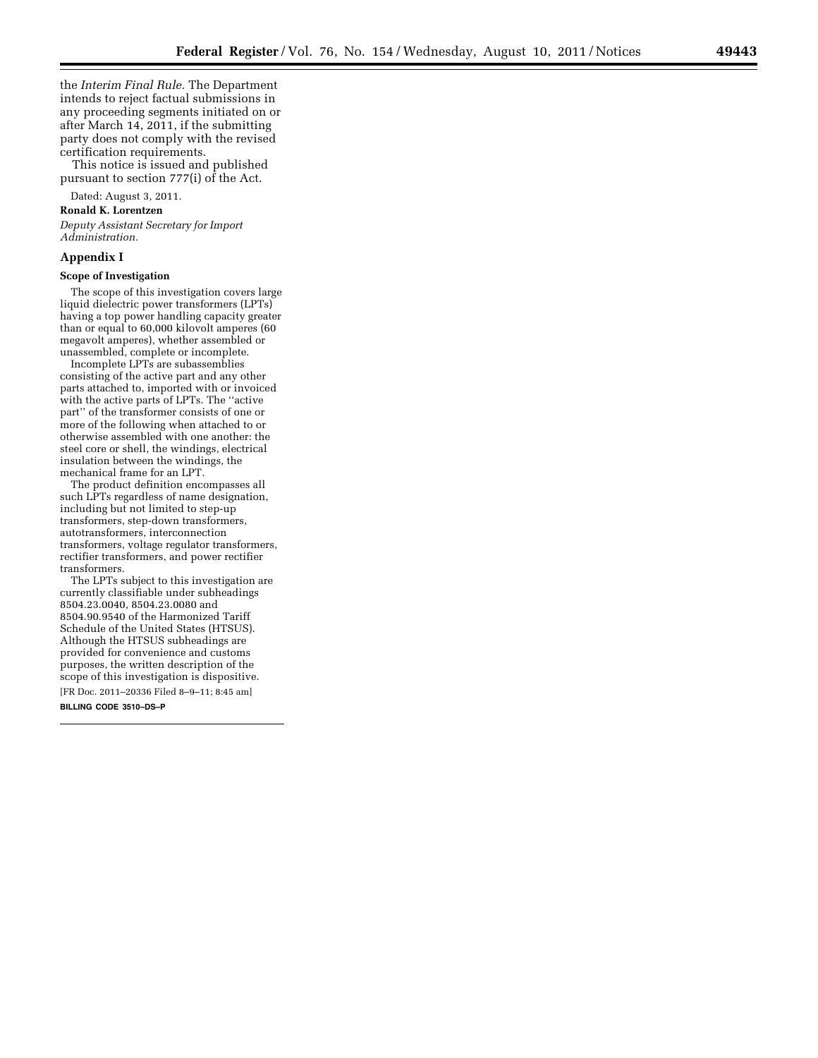the *Interim Final Rule.* The Department intends to reject factual submissions in any proceeding segments initiated on or after March 14, 2011, if the submitting party does not comply with the revised certification requirements.

This notice is issued and published pursuant to section 777(i) of the Act.

Dated: August 3, 2011.

**Ronald K. Lorentzen**

*Deputy Assistant Secretary for Import Administration.*

## Appendix I

### Scope of Investigation

The scope of this investigation covers large liquid dielectric power transformers (LPTs) having a top power handling capacity greater than or equal to 60,000 kilovolt amperes (60 megavolt amperes), whether assembled or unassembled, complete or incomplete.

Incomplete LPTs are subassemblies consisting of the active part and any other parts attached to, imported with or invoiced with the active parts of LPTs. The ''active part'' of the transformer consists of one or more of the following when attached to or otherwise assembled with one another: the steel core or shell, the windings, electrical insulation between the windings, the mechanical frame for an LPT.

The product definition encompasses all such LPTs regardless of name designation, including but not limited to step-up transformers, step-down transformers, autotransformers, interconnection transformers, voltage regulator transformers, rectifier transformers, and power rectifier transformers.

The LPTs subject to this investigation are currently classifiable under subheadings 8504.23.0040, 8504.23.0080 and 8504.90.9540 of the Harmonized Tariff Schedule of the United States (HTSUS). Although the HTSUS subheadings are provided for convenience and customs purposes, the written description of the scope of this investigation is dispositive.

[FR Doc. 2011–20336 Filed 8–9–11; 8:45 am]

**BILLING CODE 3510–DS–P**